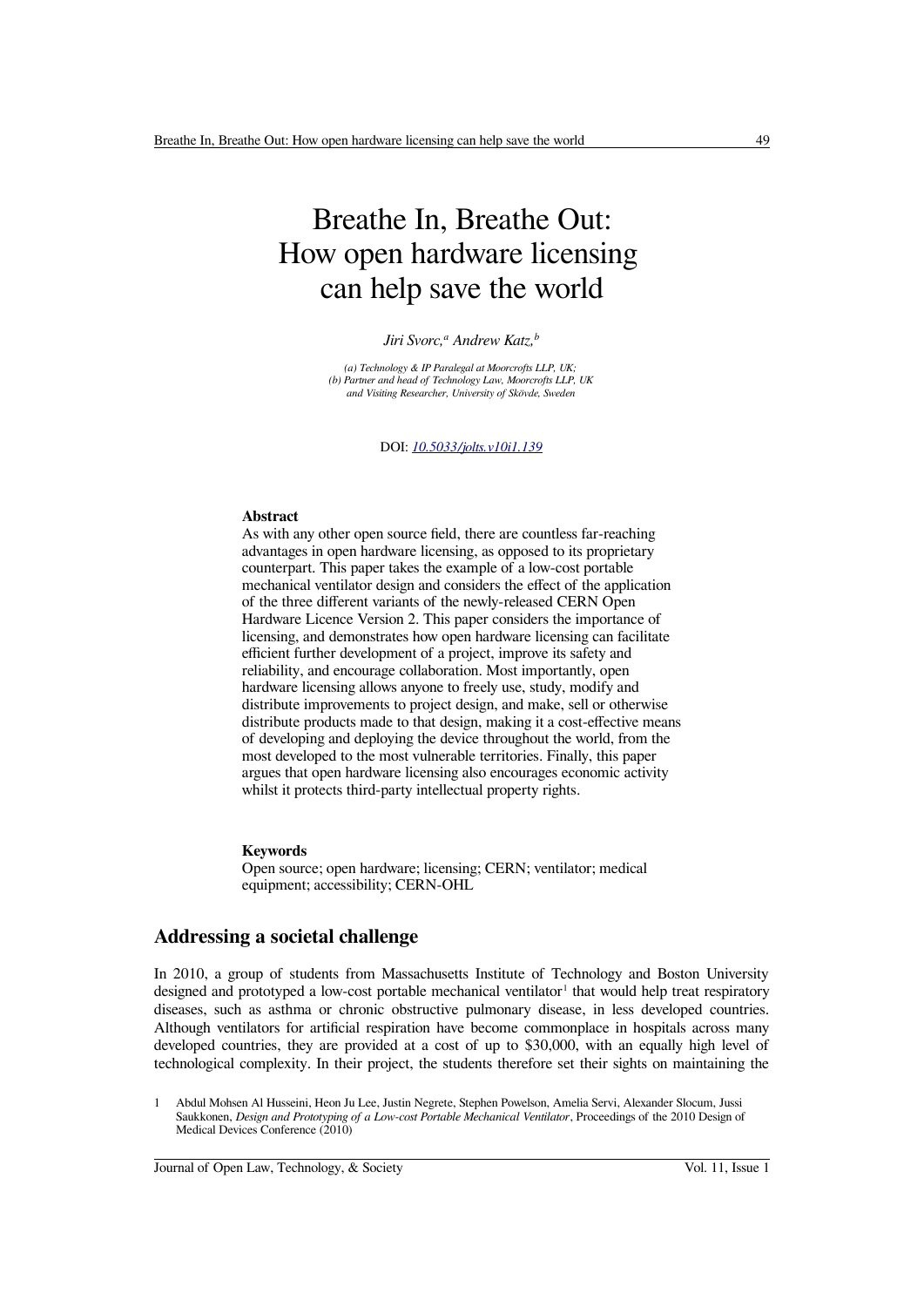# Breathe In, Breathe Out: How open hardware licensing can help save the world

*Jiri Svorc,[a] Andrew Katz,[b]*

*(a) Technology & IP Paralegal at Moorcrofts LLP, UK;*
*(b) Partner and head of Technology Law, Moorcrofts LLP, UK and Visiting Researcher, University of Skövde, Sweden*

DOI: [10.5033/jolts.v10i1.139](10.5033/jolts.v10i1.139)

**Abstract**

As with any other open source field, there are countless far-reaching advantages in open hardware licensing, as opposed to its proprietary counterpart. This paper takes the example of a low-cost portable mechanical ventilator design and considers the effect of the application of the three different variants of the newly-released CERN Open Hardware Licence Version 2. This paper considers the importance of licensing, and demonstrates how open hardware licensing can facilitate efficient further development of a project, improve its safety and reliability, and encourage collaboration. Most importantly, open hardware licensing allows anyone to freely use, study, modify and distribute improvements to project design, and make, sell or otherwise distribute products made to that design, making it a cost-effective means of developing and deploying the device throughout the world, from the most developed to the most vulnerable territories. Finally, this paper argues that open hardware licensing also encourages economic activity whilst it protects third-party intellectual property rights.

**Keywords**

Open source; open hardware; licensing; CERN; ventilator; medical equipment; accessibility; CERN-OHL

## Addressing a societal challenge

In 2010, a group of students from Massachusetts Institute of Technology and Boston University designed and prototyped a low-cost portable mechanical ventilator[1] that would help treat respiratory diseases, such as asthma or chronic obstructive pulmonary disease, in less developed countries. Although ventilators for artificial respiration have become commonplace in hospitals across many developed countries, they are provided at a cost of up to $30,000, with an equally high level of technological complexity. In their project, the students therefore set their sights on maintaining the

1 Abdul Mohsen Al Husseini, Heon Ju Lee, Justin Negrete, Stephen Powelson, Amelia Servi, Alexander Slocum, Jussi Saukkonen, *Design and Prototyping of a Low-cost Portable Mechanical Ventilator*, Proceedings of the 2010 Design of Medical Devices Conference (2010)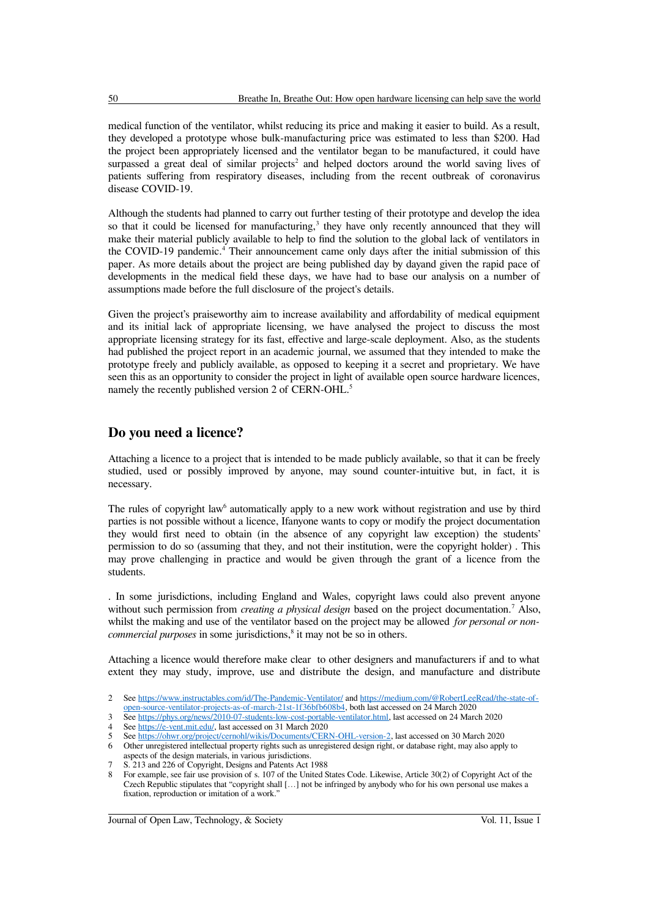medical function of the ventilator, whilst reducing its price and making it easier to build. As a result, they developed a prototype whose bulk-manufacturing price was estimated to less than $200. Had the project been appropriately licensed and the ventilator began to be manufactured, it could have surpassed a great deal of similar projects[2] and helped doctors around the world saving lives of patients suffering from respiratory diseases, including from the recent outbreak of coronavirus disease COVID-19.

Although the students had planned to carry out further testing of their prototype and develop the idea so that it could be licensed for manufacturing,[3] they have only recently announced that they will make their material publicly available to help to find the solution to the global lack of ventilators in the COVID-19 pandemic.[4] Their announcement came only days after the initial submission of this paper. As more details about the project are being published day by dayand given the rapid pace of developments in the medical field these days, we have had to base our analysis on a number of assumptions made before the full disclosure of the project's details.

Given the project's praiseworthy aim to increase availability and affordability of medical equipment and its initial lack of appropriate licensing, we have analysed the project to discuss the most appropriate licensing strategy for its fast, effective and large-scale deployment. Also, as the students had published the project report in an academic journal, we assumed that they intended to make the prototype freely and publicly available, as opposed to keeping it a secret and proprietary. We have seen this as an opportunity to consider the project in light of available open source hardware licences, namely the recently published version 2 of CERN-OHL.[5]

## Do you need a licence?

Attaching a licence to a project that is intended to be made publicly available, so that it can be freely studied, used or possibly improved by anyone, may sound counter-intuitive but, in fact, it is necessary.

The rules of copyright law[6] automatically apply to a new work without registration and use by third parties is not possible without a licence, Ifanyone wants to copy or modify the project documentation they would first need to obtain (in the absence of any copyright law exception) the students' permission to do so (assuming that they, and not their institution, were the copyright holder) . This may prove challenging in practice and would be given through the grant of a licence from the students.

. In some jurisdictions, including England and Wales, copyright laws could also prevent anyone without such permission from *creating a physical design* based on the project documentation.[7] Also, whilst the making and use of the ventilator based on the project may be allowed *for personal or non-commercial purposes* in some jurisdictions,[8] it may not be so in others.

Attaching a licence would therefore make clear to other designers and manufacturers if and to what extent they may study, improve, use and distribute the design, and manufacture and distribute

2 See https://www.instructables.com/id/The-Pandemic-Ventilator/ and https://medium.com/@RobertLeeRead/the-state-of-open-source-ventilator-projects-as-of-march-21st-1f36bfb608b4, both last accessed on 24 March 2020

3 See https://phys.org/news/2010-07-students-low-cost-portable-ventilator.html, last accessed on 24 March 2020

4 See https://e-vent.mit.edu/, last accessed on 31 March 2020

5 See https://ohwr.org/project/cernohl/wikis/Documents/CERN-OHL-version-2, last accessed on 30 March 2020

6 Other unregistered intellectual property rights such as unregistered design right, or database right, may also apply to aspects of the design materials, in various jurisdictions.

7 S. 213 and 226 of Copyright, Designs and Patents Act 1988

8 For example, see fair use provision of s. 107 of the United States Code. Likewise, Article 30(2) of Copyright Act of the Czech Republic stipulates that "copyright shall […] not be infringed by anybody who for his own personal use makes a fixation, reproduction or imitation of a work."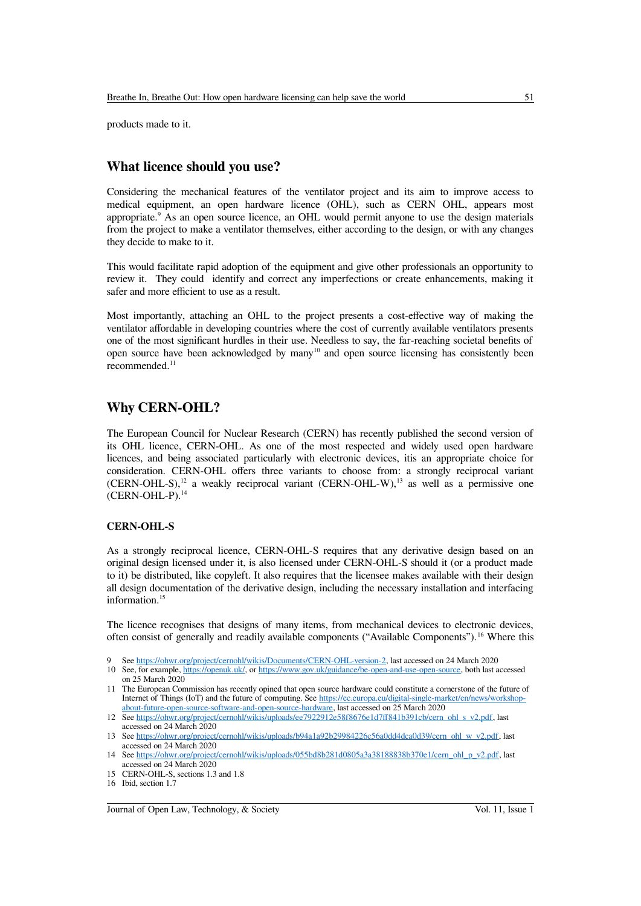products made to it.

## What licence should you use?

Considering the mechanical features of the ventilator project and its aim to improve access to medical equipment, an open hardware licence (OHL), such as CERN OHL, appears most appropriate.[9] As an open source licence, an OHL would permit anyone to use the design materials from the project to make a ventilator themselves, either according to the design, or with any changes they decide to make to it.

This would facilitate rapid adoption of the equipment and give other professionals an opportunity to review it. They could identify and correct any imperfections or create enhancements, making it safer and more efficient to use as a result.

Most importantly, attaching an OHL to the project presents a cost-effective way of making the ventilator affordable in developing countries where the cost of currently available ventilators presents one of the most significant hurdles in their use. Needless to say, the far-reaching societal benefits of open source have been acknowledged by many[10] and open source licensing has consistently been recommended.[11]

## Why CERN-OHL?

The European Council for Nuclear Research (CERN) has recently published the second version of its OHL licence, CERN-OHL. As one of the most respected and widely used open hardware licences, and being associated particularly with electronic devices, itis an appropriate choice for consideration. CERN-OHL offers three variants to choose from: a strongly reciprocal variant (CERN-OHL-S),[12] a weakly reciprocal variant (CERN-OHL-W),[13] as well as a permissive one (CERN-OHL-P).[14]

### CERN-OHL-S

As a strongly reciprocal licence, CERN-OHL-S requires that any derivative design based on an original design licensed under it, is also licensed under CERN-OHL-S should it (or a product made to it) be distributed, like copyleft. It also requires that the licensee makes available with their design all design documentation of the derivative design, including the necessary installation and interfacing information.[15]

The licence recognises that designs of many items, from mechanical devices to electronic devices, often consist of generally and readily available components ("Available Components").[16] Where this

---

9 See https://ohwr.org/project/cernohl/wikis/Documents/CERN-OHL-version-2, last accessed on 24 March 2020

10 See, for example, https://openuk.uk/, or https://www.gov.uk/guidance/be-open-and-use-open-source, both last accessed on 25 March 2020

11 The European Commission has recently opined that open source hardware could constitute a cornerstone of the future of Internet of Things (IoT) and the future of computing. See https://ec.europa.eu/digital-single-market/en/news/workshop-about-future-open-source-software-and-open-source-hardware, last accessed on 25 March 2020

12 See https://ohwr.org/project/cernohl/wikis/uploads/ee7922912e58f8676e1d7ff841b391cb/cern_ohl_s_v2.pdf, last accessed on 24 March 2020

13 See https://ohwr.org/project/cernohl/wikis/uploads/b94a1a92b29984226c56a0dd4dca0d39/cern_ohl_w_v2.pdf, last accessed on 24 March 2020

14 See https://ohwr.org/project/cernohl/wikis/uploads/055bd8b281d0805a3a38188838b370e1/cern_ohl_p_v2.pdf, last accessed on 24 March 2020

15 CERN-OHL-S, sections 1.3 and 1.8

16 Ibid, section 1.7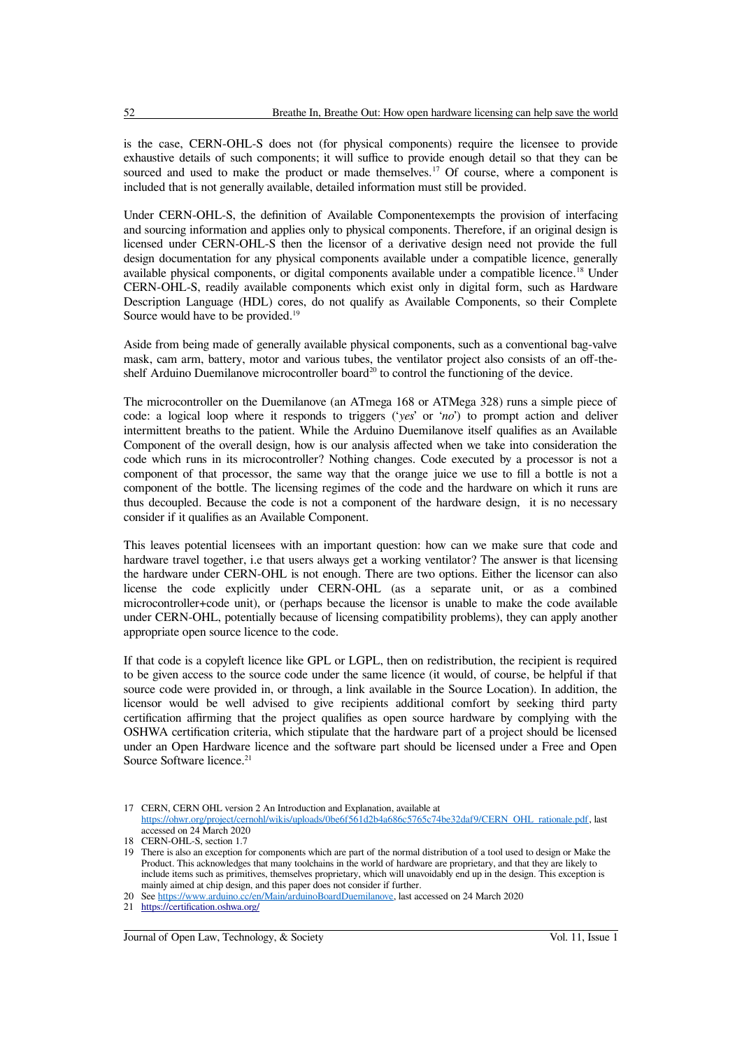is the case, CERN-OHL-S does not (for physical components) require the licensee to provide exhaustive details of such components; it will suffice to provide enough detail so that they can be sourced and used to make the product or made themselves.[17] Of course, where a component is included that is not generally available, detailed information must still be provided.

Under CERN-OHL-S, the definition of Available Componentexempts the provision of interfacing and sourcing information and applies only to physical components. Therefore, if an original design is licensed under CERN-OHL-S then the licensor of a derivative design need not provide the full design documentation for any physical components available under a compatible licence, generally available physical components, or digital components available under a compatible licence.[18] Under CERN-OHL-S, readily available components which exist only in digital form, such as Hardware Description Language (HDL) cores, do not qualify as Available Components, so their Complete Source would have to be provided.[19]

Aside from being made of generally available physical components, such as a conventional bag-valve mask, cam arm, battery, motor and various tubes, the ventilator project also consists of an off-the-shelf Arduino Duemilanove microcontroller board[20] to control the functioning of the device.

The microcontroller on the Duemilanove (an ATmega 168 or ATMega 328) runs a simple piece of code: a logical loop where it responds to triggers ('*yes*' or '*no*') to prompt action and deliver intermittent breaths to the patient. While the Arduino Duemilanove itself qualifies as an Available Component of the overall design, how is our analysis affected when we take into consideration the code which runs in its microcontroller? Nothing changes. Code executed by a processor is not a component of that processor, the same way that the orange juice we use to fill a bottle is not a component of the bottle. The licensing regimes of the code and the hardware on which it runs are thus decoupled. Because the code is not a component of the hardware design, it is no necessary consider if it qualifies as an Available Component.

This leaves potential licensees with an important question: how can we make sure that code and hardware travel together, i.e that users always get a working ventilator? The answer is that licensing the hardware under CERN-OHL is not enough. There are two options. Either the licensor can also license the code explicitly under CERN-OHL (as a separate unit, or as a combined microcontroller+code unit), or (perhaps because the licensor is unable to make the code available under CERN-OHL, potentially because of licensing compatibility problems), they can apply another appropriate open source licence to the code.

If that code is a copyleft licence like GPL or LGPL, then on redistribution, the recipient is required to be given access to the source code under the same licence (it would, of course, be helpful if that source code were provided in, or through, a link available in the Source Location). In addition, the licensor would be well advised to give recipients additional comfort by seeking third party certification affirming that the project qualifies as open source hardware by complying with the OSHWA certification criteria, which stipulate that the hardware part of a project should be licensed under an Open Hardware licence and the software part should be licensed under a Free and Open Source Software licence.[21]

---

17 CERN, CERN OHL version 2 An Introduction and Explanation, available at https://ohwr.org/project/cernohl/wikis/uploads/0be6f561d2b4a686c5765c74be32daf9/CERN_OHL_rationale.pdf, last accessed on 24 March 2020

18 CERN-OHL-S, section 1.7

19 There is also an exception for components which are part of the normal distribution of a tool used to design or Make the Product. This acknowledges that many toolchains in the world of hardware are proprietary, and that they are likely to include items such as primitives, themselves proprietary, which will unavoidably end up in the design. This exception is mainly aimed at chip design, and this paper does not consider if further.

20 See https://www.arduino.cc/en/Main/arduinoBoardDuemilanove, last accessed on 24 March 2020

21 https://certification.oshwa.org/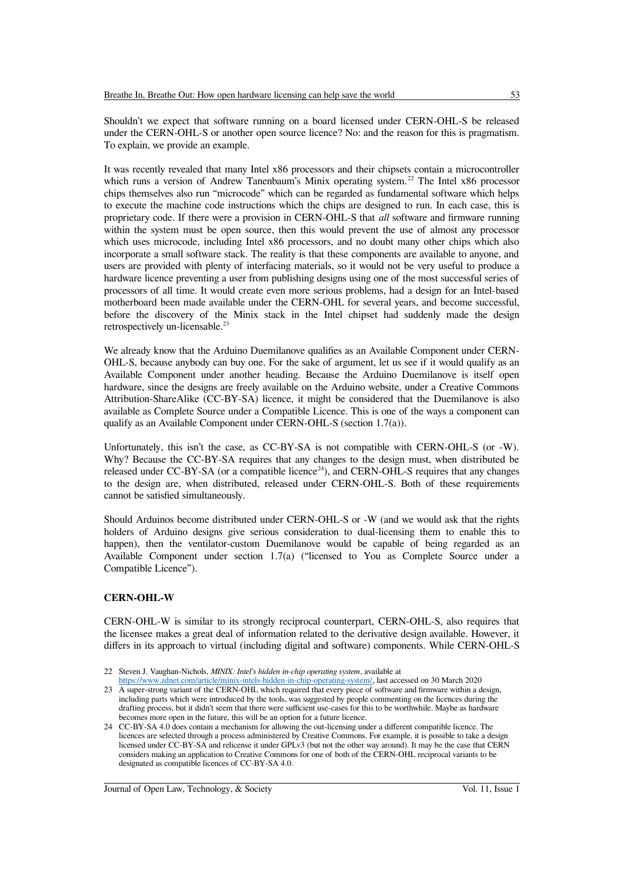Shouldn't we expect that software running on a board licensed under CERN-OHL-S be released under the CERN-OHL-S or another open source licence? No: and the reason for this is pragmatism. To explain, we provide an example.

It was recently revealed that many Intel x86 processors and their chipsets contain a microcontroller which runs a version of Andrew Tanenbaum's Minix operating system.[22] The Intel x86 processor chips themselves also run "microcode" which can be regarded as fundamental software which helps to execute the machine code instructions which the chips are designed to run. In each case, this is proprietary code. If there were a provision in CERN-OHL-S that *all* software and firmware running within the system must be open source, then this would prevent the use of almost any processor which uses microcode, including Intel x86 processors, and no doubt many other chips which also incorporate a small software stack. The reality is that these components are available to anyone, and users are provided with plenty of interfacing materials, so it would not be very useful to produce a hardware licence preventing a user from publishing designs using one of the most successful series of processors of all time. It would create even more serious problems, had a design for an Intel-based motherboard been made available under the CERN-OHL for several years, and become successful, before the discovery of the Minix stack in the Intel chipset had suddenly made the design retrospectively un-licensable.[23]

We already know that the Arduino Duemilanove qualifies as an Available Component under CERN-OHL-S, because anybody can buy one. For the sake of argument, let us see if it would qualify as an Available Component under another heading. Because the Arduino Duemilanove is itself open hardware, since the designs are freely available on the Arduino website, under a Creative Commons Attribution-ShareAlike (CC-BY-SA) licence, it might be considered that the Duemilanove is also available as Complete Source under a Compatible Licence. This is one of the ways a component can qualify as an Available Component under CERN-OHL-S (section 1.7(a)).

Unfortunately, this isn't the case, as CC-BY-SA is not compatible with CERN-OHL-S (or -W). Why? Because the CC-BY-SA requires that any changes to the design must, when distributed be released under CC-BY-SA (or a compatible licence[24]), and CERN-OHL-S requires that any changes to the design are, when distributed, released under CERN-OHL-S. Both of these requirements cannot be satisfied simultaneously.

Should Arduinos become distributed under CERN-OHL-S or -W (and we would ask that the rights holders of Arduino designs give serious consideration to dual-licensing them to enable this to happen), then the ventilator-custom Duemilanove would be capable of being regarded as an Available Component under section 1.7(a) ("licensed to You as Complete Source under a Compatible Licence").

**CERN-OHL-W**

CERN-OHL-W is similar to its strongly reciprocal counterpart, CERN-OHL-S, also requires that the licensee makes a great deal of information related to the derivative design available. However, it differs in its approach to virtual (including digital and software) components. While CERN-OHL-S

---

22 Steven J. Vaughan-Nichols, *MINIX: Intel's hidden in-chip operating system*, available at https://www.zdnet.com/article/minix-intels-hidden-in-chip-operating-system/, last accessed on 30 March 2020

23 A super-strong variant of the CERN-OHL which required that every piece of software and firmware within a design, including parts which were introduced by the tools, was suggested by people commenting on the licences during the drafting process, but it didn't seem that there were sufficient use-cases for this to be worthwhile. Maybe as hardware becomes more open in the future, this will be an option for a future licence.

24 CC-BY-SA 4.0 does contain a mechanism for allowing the out-licensing under a different compatible licence. The licences are selected through a process administered by Creative Commons. For example, it is possible to take a design licensed under CC-BY-SA and relicense it under GPLv3 (but not the other way around). It may be the case that CERN considers making an application to Creative Commons for one of both of the CERN-OHL reciprocal variants to be designated as compatible licences of CC-BY-SA 4.0.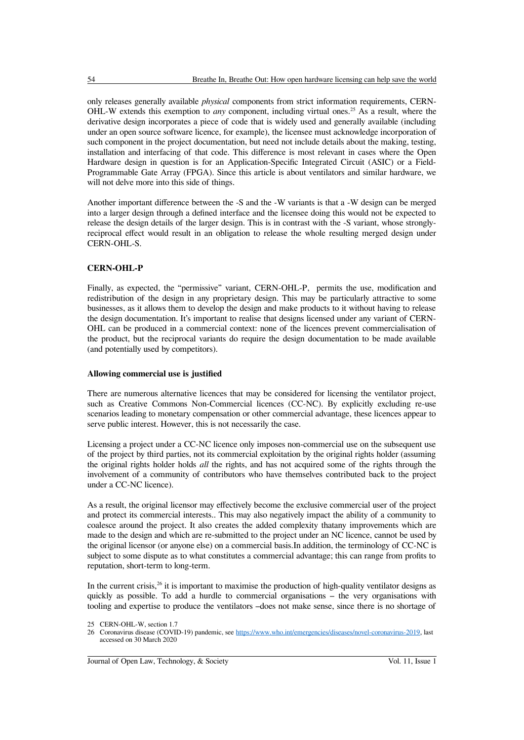only releases generally available *physical* components from strict information requirements, CERN-OHL-W extends this exemption to *any* component, including virtual ones.[25] As a result, where the derivative design incorporates a piece of code that is widely used and generally available (including under an open source software licence, for example), the licensee must acknowledge incorporation of such component in the project documentation, but need not include details about the making, testing, installation and interfacing of that code. This difference is most relevant in cases where the Open Hardware design in question is for an Application-Specific Integrated Circuit (ASIC) or a Field-Programmable Gate Array (FPGA). Since this article is about ventilators and similar hardware, we will not delve more into this side of things.

Another important difference between the -S and the -W variants is that a -W design can be merged into a larger design through a defined interface and the licensee doing this would not be expected to release the design details of the larger design. This is in contrast with the -S variant, whose strongly-reciprocal effect would result in an obligation to release the whole resulting merged design under CERN-OHL-S.

**CERN-OHL-P**

Finally, as expected, the "permissive" variant, CERN-OHL-P, permits the use, modification and redistribution of the design in any proprietary design. This may be particularly attractive to some businesses, as it allows them to develop the design and make products to it without having to release the design documentation. It's important to realise that designs licensed under any variant of CERN-OHL can be produced in a commercial context: none of the licences prevent commercialisation of the product, but the reciprocal variants do require the design documentation to be made available (and potentially used by competitors).

**Allowing commercial use is justified**

There are numerous alternative licences that may be considered for licensing the ventilator project, such as Creative Commons Non-Commercial licences (CC-NC). By explicitly excluding re-use scenarios leading to monetary compensation or other commercial advantage, these licences appear to serve public interest. However, this is not necessarily the case.

Licensing a project under a CC-NC licence only imposes non-commercial use on the subsequent use of the project by third parties, not its commercial exploitation by the original rights holder (assuming the original rights holder holds *all* the rights, and has not acquired some of the rights through the involvement of a community of contributors who have themselves contributed back to the project under a CC-NC licence).

As a result, the original licensor may effectively become the exclusive commercial user of the project and protect its commercial interests.. This may also negatively impact the ability of a community to coalesce around the project. It also creates the added complexity thatany improvements which are made to the design and which are re-submitted to the project under an NC licence, cannot be used by the original licensor (or anyone else) on a commercial basis.In addition, the terminology of CC-NC is subject to some dispute as to what constitutes a commercial advantage; this can range from profits to reputation, short-term to long-term.

In the current crisis,[26] it is important to maximise the production of high-quality ventilator designs as quickly as possible. To add a hurdle to commercial organisations – the very organisations with tooling and expertise to produce the ventilators –does not make sense, since there is no shortage of

25 CERN-OHL-W, section 1.7

26 Coronavirus disease (COVID-19) pandemic, see https://www.who.int/emergencies/diseases/novel-coronavirus-2019, last accessed on 30 March 2020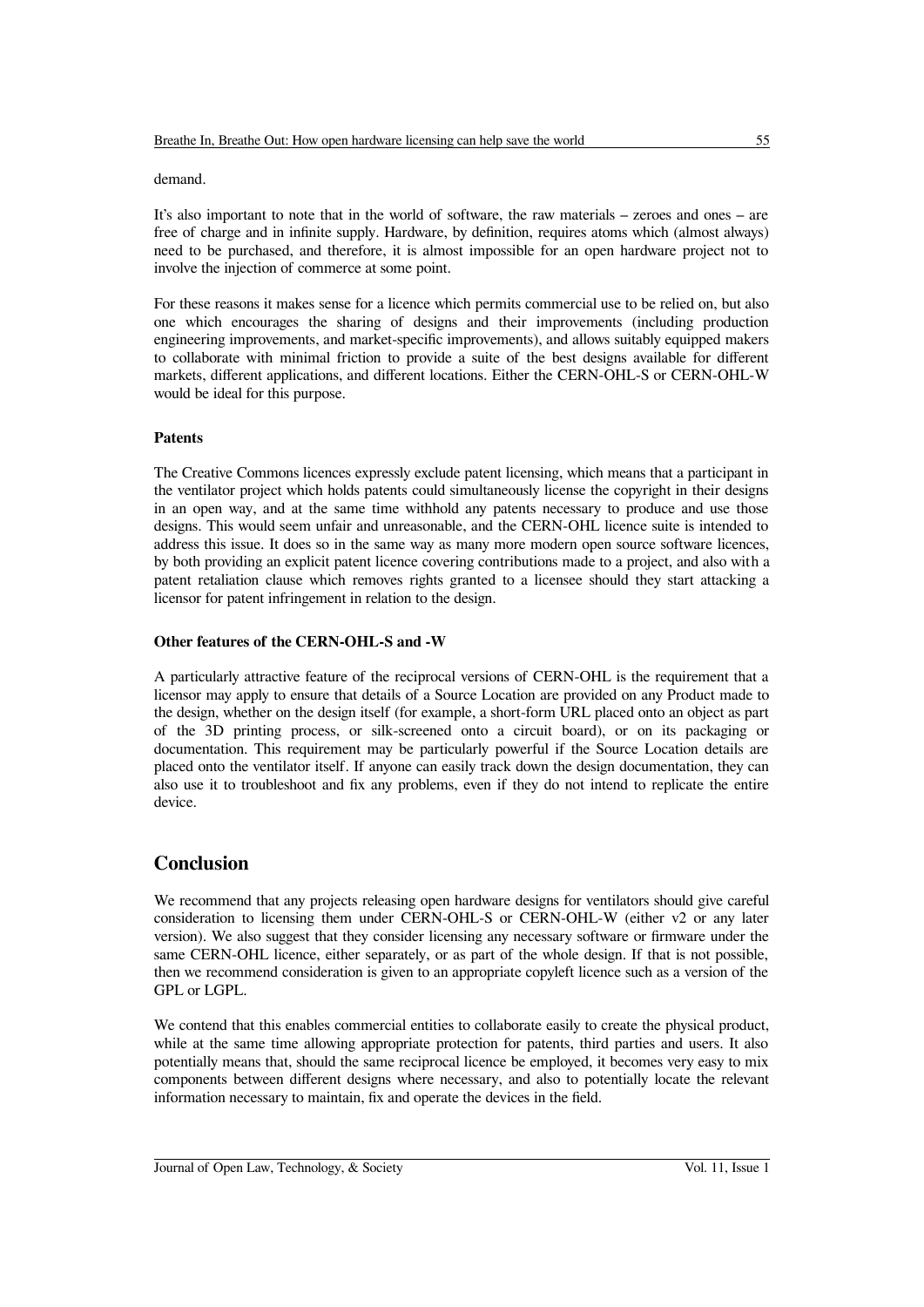demand.

It's also important to note that in the world of software, the raw materials – zeroes and ones – are free of charge and in infinite supply. Hardware, by definition, requires atoms which (almost always) need to be purchased, and therefore, it is almost impossible for an open hardware project not to involve the injection of commerce at some point.

For these reasons it makes sense for a licence which permits commercial use to be relied on, but also one which encourages the sharing of designs and their improvements (including production engineering improvements, and market-specific improvements), and allows suitably equipped makers to collaborate with minimal friction to provide a suite of the best designs available for different markets, different applications, and different locations. Either the CERN-OHL-S or CERN-OHL-W would be ideal for this purpose.

**Patents**

The Creative Commons licences expressly exclude patent licensing, which means that a participant in the ventilator project which holds patents could simultaneously license the copyright in their designs in an open way, and at the same time withhold any patents necessary to produce and use those designs. This would seem unfair and unreasonable, and the CERN-OHL licence suite is intended to address this issue. It does so in the same way as many more modern open source software licences, by both providing an explicit patent licence covering contributions made to a project, and also with a patent retaliation clause which removes rights granted to a licensee should they start attacking a licensor for patent infringement in relation to the design.

**Other features of the CERN-OHL-S and -W**

A particularly attractive feature of the reciprocal versions of CERN-OHL is the requirement that a licensor may apply to ensure that details of a Source Location are provided on any Product made to the design, whether on the design itself (for example, a short-form URL placed onto an object as part of the 3D printing process, or silk-screened onto a circuit board), or on its packaging or documentation. This requirement may be particularly powerful if the Source Location details are placed onto the ventilator itself. If anyone can easily track down the design documentation, they can also use it to troubleshoot and fix any problems, even if they do not intend to replicate the entire device.

## Conclusion

We recommend that any projects releasing open hardware designs for ventilators should give careful consideration to licensing them under CERN-OHL-S or CERN-OHL-W (either v2 or any later version). We also suggest that they consider licensing any necessary software or firmware under the same CERN-OHL licence, either separately, or as part of the whole design. If that is not possible, then we recommend consideration is given to an appropriate copyleft licence such as a version of the GPL or LGPL.

We contend that this enables commercial entities to collaborate easily to create the physical product, while at the same time allowing appropriate protection for patents, third parties and users. It also potentially means that, should the same reciprocal licence be employed, it becomes very easy to mix components between different designs where necessary, and also to potentially locate the relevant information necessary to maintain, fix and operate the devices in the field.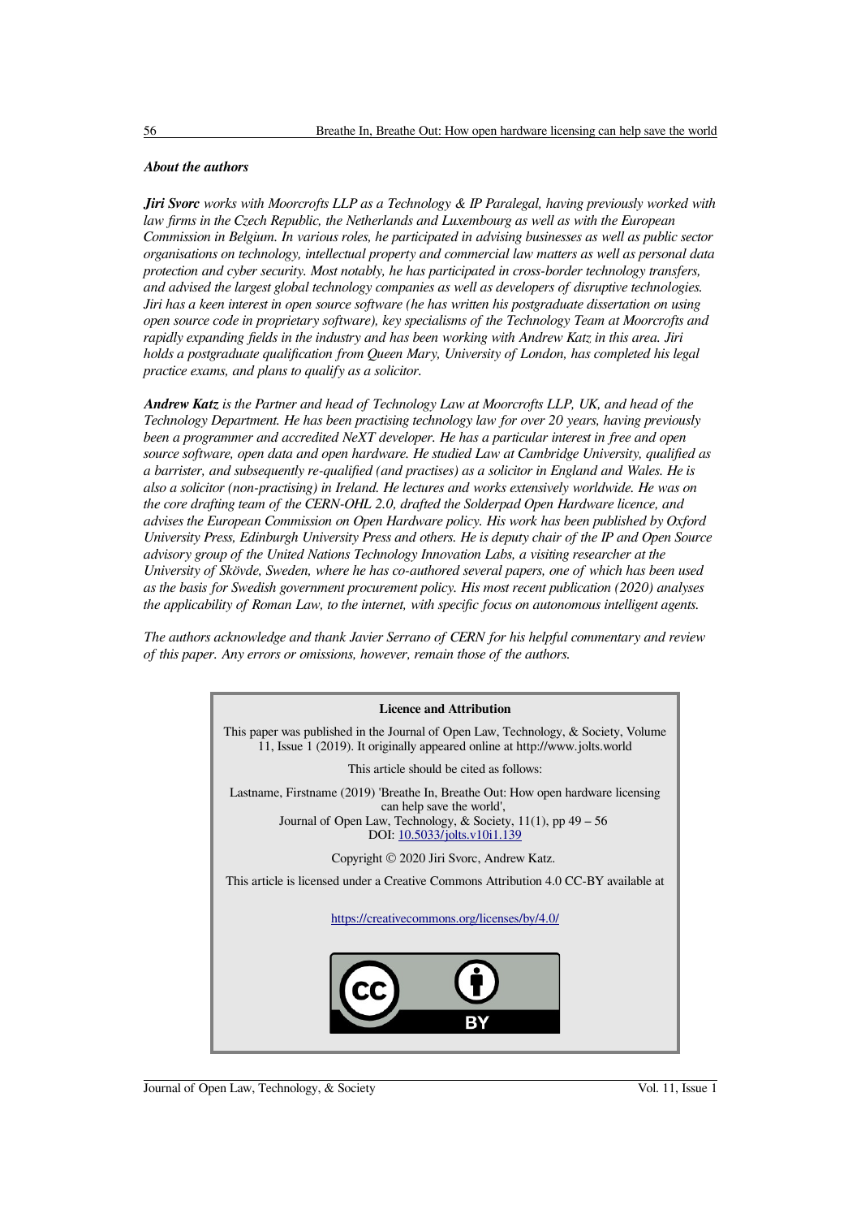***About the authors***

***Jiri Svorc*** *works with Moorcrofts LLP as a Technology & IP Paralegal, having previously worked with law firms in the Czech Republic, the Netherlands and Luxembourg as well as with the European Commission in Belgium. In various roles, he participated in advising businesses as well as public sector organisations on technology, intellectual property and commercial law matters as well as personal data protection and cyber security. Most notably, he has participated in cross-border technology transfers, and advised the largest global technology companies as well as developers of disruptive technologies. Jiri has a keen interest in open source software (he has written his postgraduate dissertation on using open source code in proprietary software), key specialisms of the Technology Team at Moorcrofts and rapidly expanding fields in the industry and has been working with Andrew Katz in this area. Jiri holds a postgraduate qualification from Queen Mary, University of London, has completed his legal practice exams, and plans to qualify as a solicitor.*

***Andrew Katz*** *is the Partner and head of Technology Law at Moorcrofts LLP, UK, and head of the Technology Department. He has been practising technology law for over 20 years, having previously been a programmer and accredited NeXT developer. He has a particular interest in free and open source software, open data and open hardware. He studied Law at Cambridge University, qualified as a barrister, and subsequently re-qualified (and practises) as a solicitor in England and Wales. He is also a solicitor (non-practising) in Ireland. He lectures and works extensively worldwide. He was on the core drafting team of the CERN-OHL 2.0, drafted the Solderpad Open Hardware licence, and advises the European Commission on Open Hardware policy. His work has been published by Oxford University Press, Edinburgh University Press and others. He is deputy chair of the IP and Open Source advisory group of the United Nations Technology Innovation Labs, a visiting researcher at the University of Skövde, Sweden, where he has co-authored several papers, one of which has been used as the basis for Swedish government procurement policy. His most recent publication (2020) analyses the applicability of Roman Law, to the internet, with specific focus on autonomous intelligent agents.*

*The authors acknowledge and thank Javier Serrano of CERN for his helpful commentary and review of this paper. Any errors or omissions, however, remain those of the authors.*

**Licence and Attribution**

This paper was published in the Journal of Open Law, Technology, & Society, Volume 11, Issue 1 (2019). It originally appeared online at http://www.jolts.world

This article should be cited as follows:

Lastname, Firstname (2019) 'Breathe In, Breathe Out: How open hardware licensing can help save the world', Journal of Open Law, Technology, & Society, 11(1), pp 49 – 56 DOI: [10.5033/jolts.v10i1.139](https://doi.org/10.5033/jolts.v10i1.139)

Copyright © 2020 Jiri Svorc, Andrew Katz.

This article is licensed under a Creative Commons Attribution 4.0 CC-BY available at

https://creativecommons.org/licenses/by/4.0/